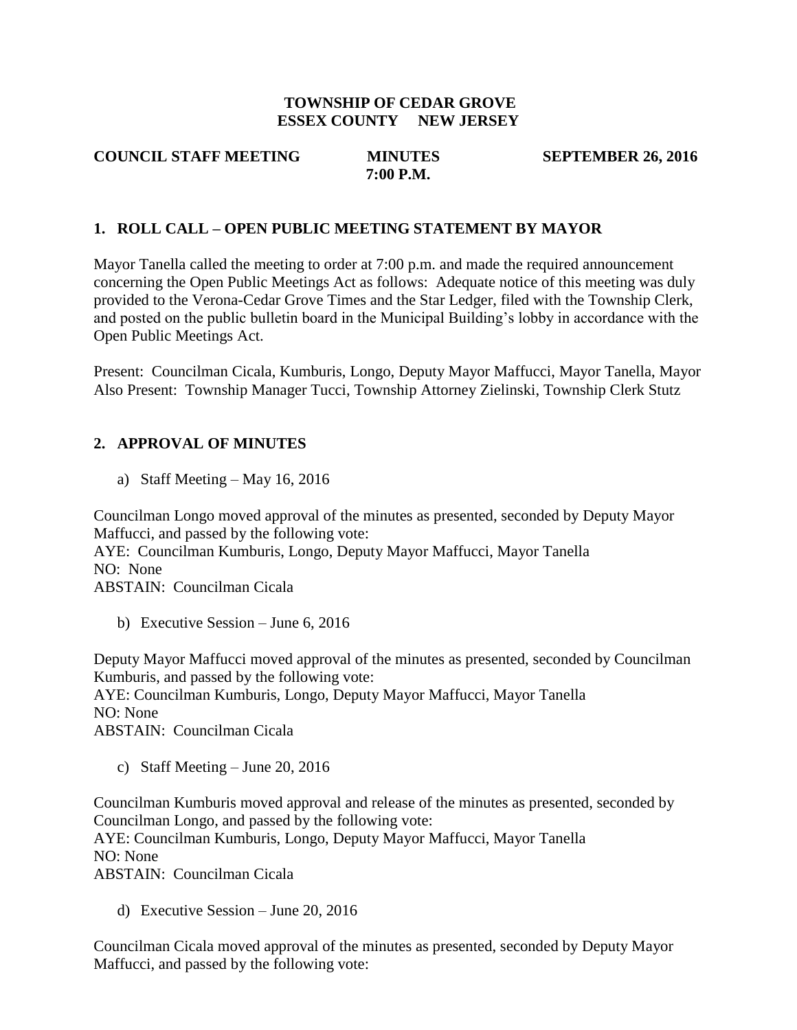**TOWNSHIP OF CEDAR GROVE**
**ESSEX COUNTY NEW JERSEY**

**COUNCIL STAFF MEETING** **MINUTES** **SEPTEMBER 26, 2016**
**7:00 P.M.**

## 1. ROLL CALL – OPEN PUBLIC MEETING STATEMENT BY MAYOR

Mayor Tanella called the meeting to order at 7:00 p.m. and made the required announcement concerning the Open Public Meetings Act as follows: Adequate notice of this meeting was duly provided to the Verona-Cedar Grove Times and the Star Ledger, filed with the Township Clerk, and posted on the public bulletin board in the Municipal Building's lobby in accordance with the Open Public Meetings Act.

Present: Councilman Cicala, Kumburis, Longo, Deputy Mayor Maffucci, Mayor Tanella, Mayor
Also Present: Township Manager Tucci, Township Attorney Zielinski, Township Clerk Stutz

## 2. APPROVAL OF MINUTES

a) Staff Meeting – May 16, 2016

Councilman Longo moved approval of the minutes as presented, seconded by Deputy Mayor Maffucci, and passed by the following vote:
AYE: Councilman Kumburis, Longo, Deputy Mayor Maffucci, Mayor Tanella
NO: None
ABSTAIN: Councilman Cicala

b) Executive Session – June 6, 2016

Deputy Mayor Maffucci moved approval of the minutes as presented, seconded by Councilman Kumburis, and passed by the following vote:
AYE: Councilman Kumburis, Longo, Deputy Mayor Maffucci, Mayor Tanella
NO: None
ABSTAIN: Councilman Cicala

c) Staff Meeting – June 20, 2016

Councilman Kumburis moved approval and release of the minutes as presented, seconded by Councilman Longo, and passed by the following vote:
AYE: Councilman Kumburis, Longo, Deputy Mayor Maffucci, Mayor Tanella
NO: None
ABSTAIN: Councilman Cicala

d) Executive Session – June 20, 2016

Councilman Cicala moved approval of the minutes as presented, seconded by Deputy Mayor Maffucci, and passed by the following vote: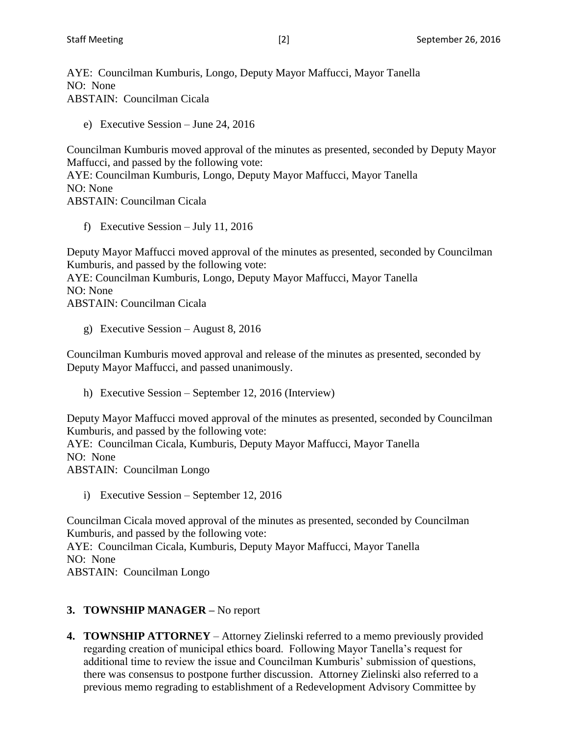AYE: Councilman Kumburis, Longo, Deputy Mayor Maffucci, Mayor Tanella
NO: None
ABSTAIN: Councilman Cicala

e) Executive Session – June 24, 2016

Councilman Kumburis moved approval of the minutes as presented, seconded by Deputy Mayor Maffucci, and passed by the following vote:
AYE: Councilman Kumburis, Longo, Deputy Mayor Maffucci, Mayor Tanella
NO: None
ABSTAIN: Councilman Cicala

f) Executive Session – July 11, 2016

Deputy Mayor Maffucci moved approval of the minutes as presented, seconded by Councilman Kumburis, and passed by the following vote:
AYE: Councilman Kumburis, Longo, Deputy Mayor Maffucci, Mayor Tanella
NO: None
ABSTAIN: Councilman Cicala

g) Executive Session – August 8, 2016

Councilman Kumburis moved approval and release of the minutes as presented, seconded by Deputy Mayor Maffucci, and passed unanimously.

h) Executive Session – September 12, 2016 (Interview)

Deputy Mayor Maffucci moved approval of the minutes as presented, seconded by Councilman Kumburis, and passed by the following vote:
AYE: Councilman Cicala, Kumburis, Deputy Mayor Maffucci, Mayor Tanella
NO: None
ABSTAIN: Councilman Longo

i) Executive Session – September 12, 2016

Councilman Cicala moved approval of the minutes as presented, seconded by Councilman Kumburis, and passed by the following vote:
AYE: Councilman Cicala, Kumburis, Deputy Mayor Maffucci, Mayor Tanella
NO: None
ABSTAIN: Councilman Longo

**3. TOWNSHIP MANAGER –** No report

**4. TOWNSHIP ATTORNEY** – Attorney Zielinski referred to a memo previously provided regarding creation of municipal ethics board. Following Mayor Tanella's request for additional time to review the issue and Councilman Kumburis' submission of questions, there was consensus to postpone further discussion. Attorney Zielinski also referred to a previous memo regrading to establishment of a Redevelopment Advisory Committee by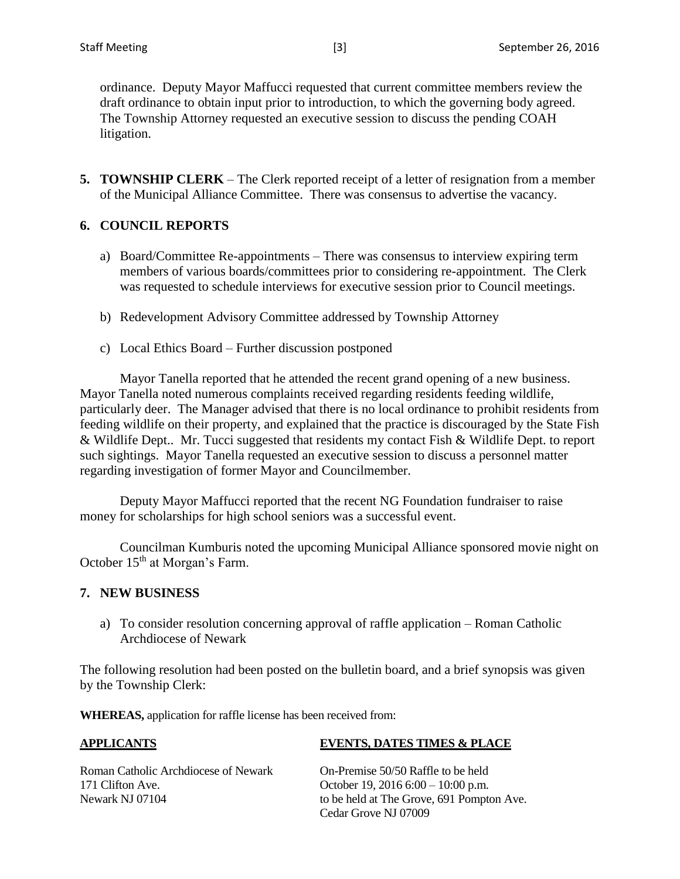ordinance. Deputy Mayor Maffucci requested that current committee members review the draft ordinance to obtain input prior to introduction, to which the governing body agreed. The Township Attorney requested an executive session to discuss the pending COAH litigation.

**5. TOWNSHIP CLERK** – The Clerk reported receipt of a letter of resignation from a member of the Municipal Alliance Committee. There was consensus to advertise the vacancy.

**6. COUNCIL REPORTS**

a) Board/Committee Re-appointments – There was consensus to interview expiring term members of various boards/committees prior to considering re-appointment. The Clerk was requested to schedule interviews for executive session prior to Council meetings.

b) Redevelopment Advisory Committee addressed by Township Attorney

c) Local Ethics Board – Further discussion postponed

Mayor Tanella reported that he attended the recent grand opening of a new business. Mayor Tanella noted numerous complaints received regarding residents feeding wildlife, particularly deer. The Manager advised that there is no local ordinance to prohibit residents from feeding wildlife on their property, and explained that the practice is discouraged by the State Fish & Wildlife Dept.. Mr. Tucci suggested that residents my contact Fish & Wildlife Dept. to report such sightings. Mayor Tanella requested an executive session to discuss a personnel matter regarding investigation of former Mayor and Councilmember.

Deputy Mayor Maffucci reported that the recent NG Foundation fundraiser to raise money for scholarships for high school seniors was a successful event.

Councilman Kumburis noted the upcoming Municipal Alliance sponsored movie night on October 15th at Morgan's Farm.

**7. NEW BUSINESS**

a) To consider resolution concerning approval of raffle application – Roman Catholic Archdiocese of Newark

The following resolution had been posted on the bulletin board, and a brief synopsis was given by the Township Clerk:

**WHEREAS,** application for raffle license has been received from:

| **APPLICANTS** | **EVENTS, DATES TIMES & PLACE** |
|---|---|
| Roman Catholic Archdiocese of Newark<br>171 Clifton Ave.<br>Newark NJ 07104 | On-Premise 50/50 Raffle to be held<br>October 19, 2016 6:00 – 10:00 p.m.<br>to be held at The Grove, 691 Pompton Ave.<br>Cedar Grove NJ 07009 |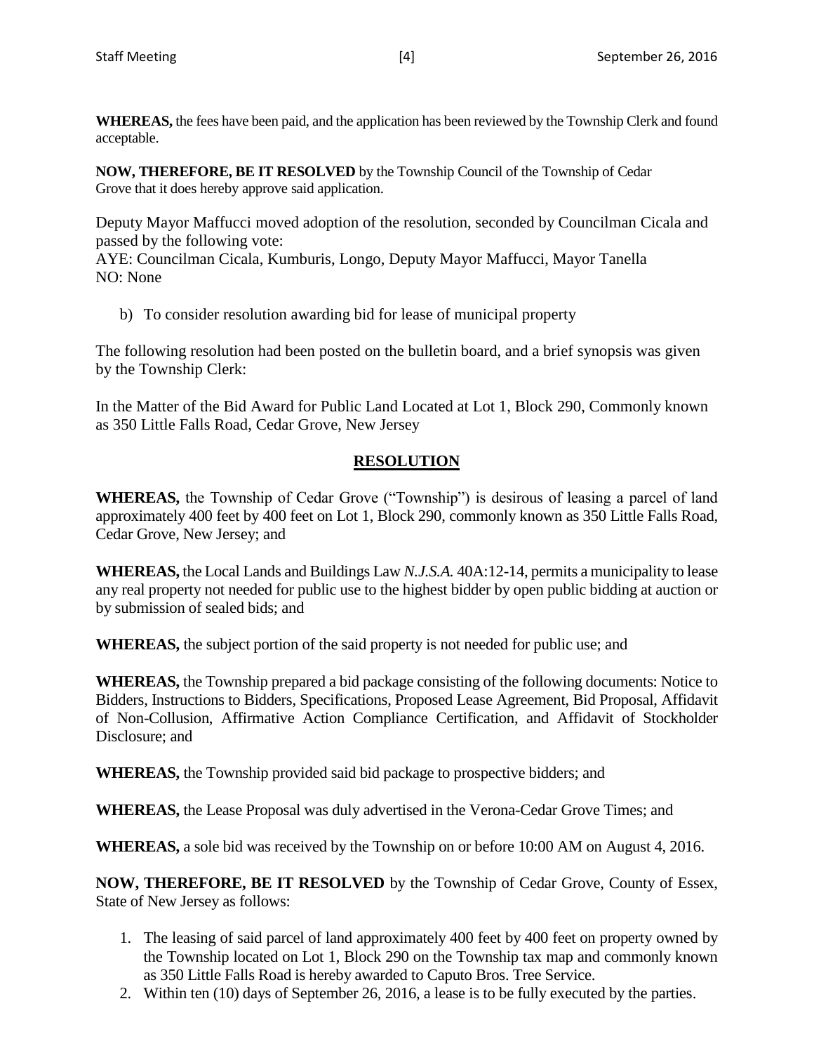**WHEREAS,** the fees have been paid, and the application has been reviewed by the Township Clerk and found acceptable.

**NOW, THEREFORE, BE IT RESOLVED** by the Township Council of the Township of Cedar Grove that it does hereby approve said application.

Deputy Mayor Maffucci moved adoption of the resolution, seconded by Councilman Cicala and passed by the following vote:
AYE: Councilman Cicala, Kumburis, Longo, Deputy Mayor Maffucci, Mayor Tanella
NO: None

b) To consider resolution awarding bid for lease of municipal property

The following resolution had been posted on the bulletin board, and a brief synopsis was given by the Township Clerk:

In the Matter of the Bid Award for Public Land Located at Lot 1, Block 290, Commonly known as 350 Little Falls Road, Cedar Grove, New Jersey

## RESOLUTION

**WHEREAS,** the Township of Cedar Grove ("Township") is desirous of leasing a parcel of land approximately 400 feet by 400 feet on Lot 1, Block 290, commonly known as 350 Little Falls Road, Cedar Grove, New Jersey; and

**WHEREAS,** the Local Lands and Buildings Law *N.J.S.A.* 40A:12-14, permits a municipality to lease any real property not needed for public use to the highest bidder by open public bidding at auction or by submission of sealed bids; and

**WHEREAS,** the subject portion of the said property is not needed for public use; and

**WHEREAS,** the Township prepared a bid package consisting of the following documents: Notice to Bidders, Instructions to Bidders, Specifications, Proposed Lease Agreement, Bid Proposal, Affidavit of Non-Collusion, Affirmative Action Compliance Certification, and Affidavit of Stockholder Disclosure; and

**WHEREAS,** the Township provided said bid package to prospective bidders; and

**WHEREAS,** the Lease Proposal was duly advertised in the Verona-Cedar Grove Times; and

**WHEREAS,** a sole bid was received by the Township on or before 10:00 AM on August 4, 2016.

**NOW, THEREFORE, BE IT RESOLVED** by the Township of Cedar Grove, County of Essex, State of New Jersey as follows:

1. The leasing of said parcel of land approximately 400 feet by 400 feet on property owned by the Township located on Lot 1, Block 290 on the Township tax map and commonly known as 350 Little Falls Road is hereby awarded to Caputo Bros. Tree Service.
2. Within ten (10) days of September 26, 2016, a lease is to be fully executed by the parties.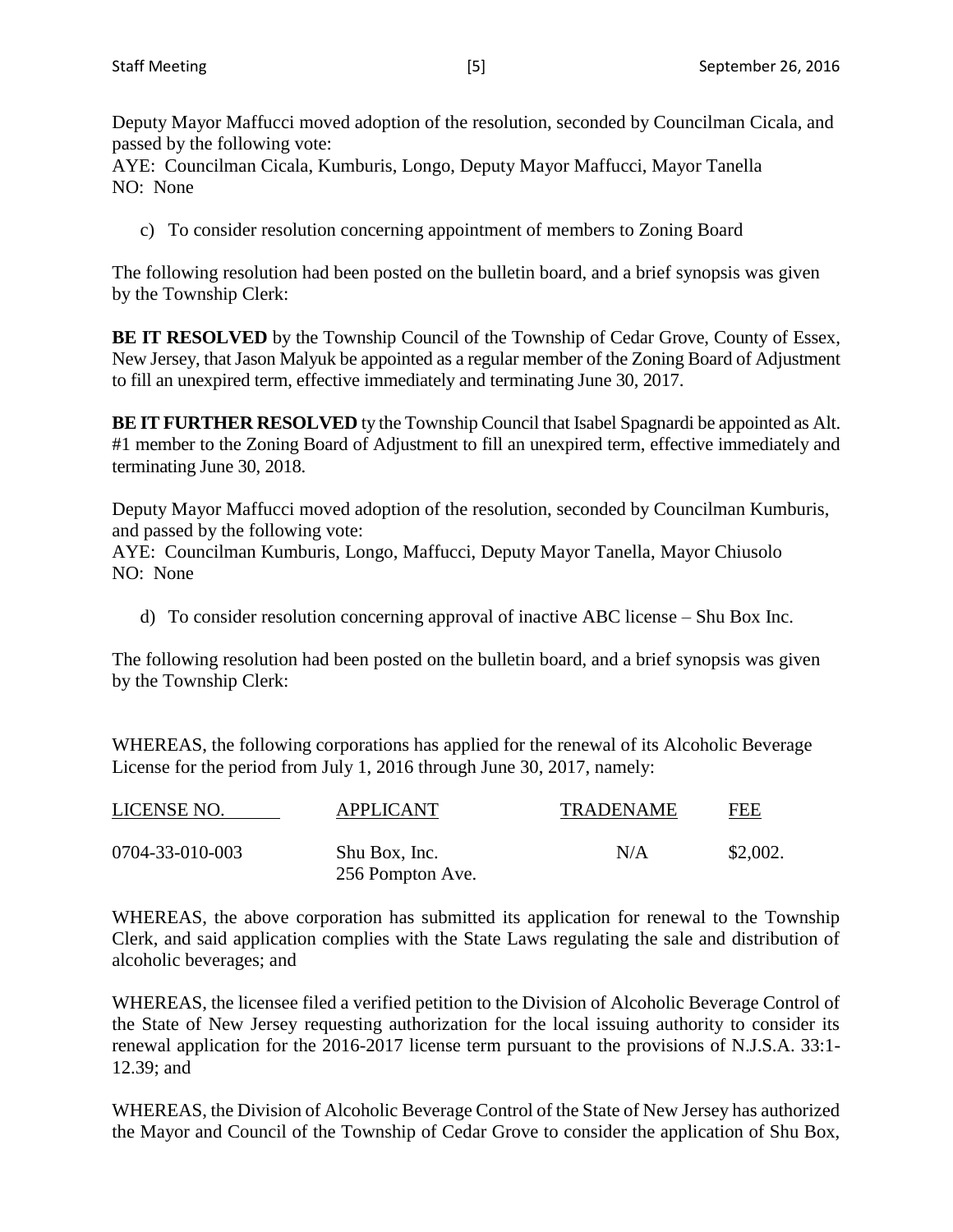Deputy Mayor Maffucci moved adoption of the resolution, seconded by Councilman Cicala, and passed by the following vote:
AYE: Councilman Cicala, Kumburis, Longo, Deputy Mayor Maffucci, Mayor Tanella
NO: None

c) To consider resolution concerning appointment of members to Zoning Board

The following resolution had been posted on the bulletin board, and a brief synopsis was given by the Township Clerk:

**BE IT RESOLVED** by the Township Council of the Township of Cedar Grove, County of Essex, New Jersey, that Jason Malyuk be appointed as a regular member of the Zoning Board of Adjustment to fill an unexpired term, effective immediately and terminating June 30, 2017.

**BE IT FURTHER RESOLVED** ty the Township Council that Isabel Spagnardi be appointed as Alt. #1 member to the Zoning Board of Adjustment to fill an unexpired term, effective immediately and terminating June 30, 2018.

Deputy Mayor Maffucci moved adoption of the resolution, seconded by Councilman Kumburis, and passed by the following vote:
AYE: Councilman Kumburis, Longo, Maffucci, Deputy Mayor Tanella, Mayor Chiusolo
NO: None

d) To consider resolution concerning approval of inactive ABC license – Shu Box Inc.

The following resolution had been posted on the bulletin board, and a brief synopsis was given by the Township Clerk:

WHEREAS, the following corporations has applied for the renewal of its Alcoholic Beverage License for the period from July 1, 2016 through June 30, 2017, namely:

| LICENSE NO. | APPLICANT | TRADENAME | FEE |
|---|---|---|---|
| 0704-33-010-003 | Shu Box, Inc.<br>256 Pompton Ave. | N/A | $2,002. |

WHEREAS, the above corporation has submitted its application for renewal to the Township Clerk, and said application complies with the State Laws regulating the sale and distribution of alcoholic beverages; and

WHEREAS, the licensee filed a verified petition to the Division of Alcoholic Beverage Control of the State of New Jersey requesting authorization for the local issuing authority to consider its renewal application for the 2016-2017 license term pursuant to the provisions of N.J.S.A. 33:1-12.39; and

WHEREAS, the Division of Alcoholic Beverage Control of the State of New Jersey has authorized the Mayor and Council of the Township of Cedar Grove to consider the application of Shu Box,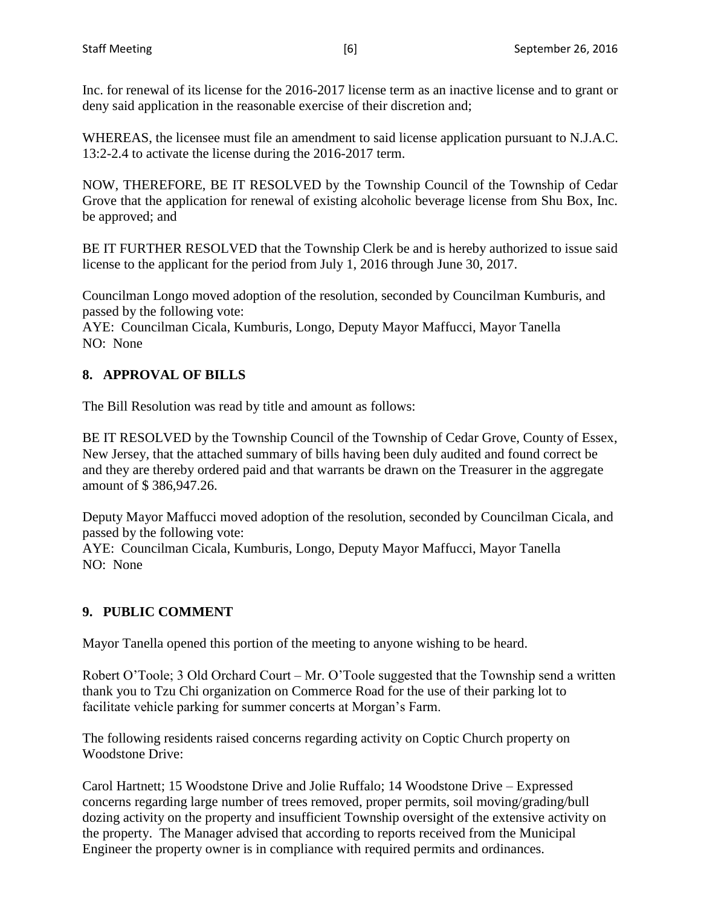Inc. for renewal of its license for the 2016-2017 license term as an inactive license and to grant or deny said application in the reasonable exercise of their discretion and;

WHEREAS, the licensee must file an amendment to said license application pursuant to N.J.A.C. 13:2-2.4 to activate the license during the 2016-2017 term.

NOW, THEREFORE, BE IT RESOLVED by the Township Council of the Township of Cedar Grove that the application for renewal of existing alcoholic beverage license from Shu Box, Inc. be approved; and

BE IT FURTHER RESOLVED that the Township Clerk be and is hereby authorized to issue said license to the applicant for the period from July 1, 2016 through June 30, 2017.

Councilman Longo moved adoption of the resolution, seconded by Councilman Kumburis, and passed by the following vote:
AYE: Councilman Cicala, Kumburis, Longo, Deputy Mayor Maffucci, Mayor Tanella
NO: None

## 8. APPROVAL OF BILLS

The Bill Resolution was read by title and amount as follows:

BE IT RESOLVED by the Township Council of the Township of Cedar Grove, County of Essex, New Jersey, that the attached summary of bills having been duly audited and found correct be and they are thereby ordered paid and that warrants be drawn on the Treasurer in the aggregate amount of $ 386,947.26.

Deputy Mayor Maffucci moved adoption of the resolution, seconded by Councilman Cicala, and passed by the following vote:
AYE: Councilman Cicala, Kumburis, Longo, Deputy Mayor Maffucci, Mayor Tanella
NO: None

## 9. PUBLIC COMMENT

Mayor Tanella opened this portion of the meeting to anyone wishing to be heard.

Robert O'Toole; 3 Old Orchard Court – Mr. O'Toole suggested that the Township send a written thank you to Tzu Chi organization on Commerce Road for the use of their parking lot to facilitate vehicle parking for summer concerts at Morgan's Farm.

The following residents raised concerns regarding activity on Coptic Church property on Woodstone Drive:

Carol Hartnett; 15 Woodstone Drive and Jolie Ruffalo; 14 Woodstone Drive – Expressed concerns regarding large number of trees removed, proper permits, soil moving/grading/bull dozing activity on the property and insufficient Township oversight of the extensive activity on the property. The Manager advised that according to reports received from the Municipal Engineer the property owner is in compliance with required permits and ordinances.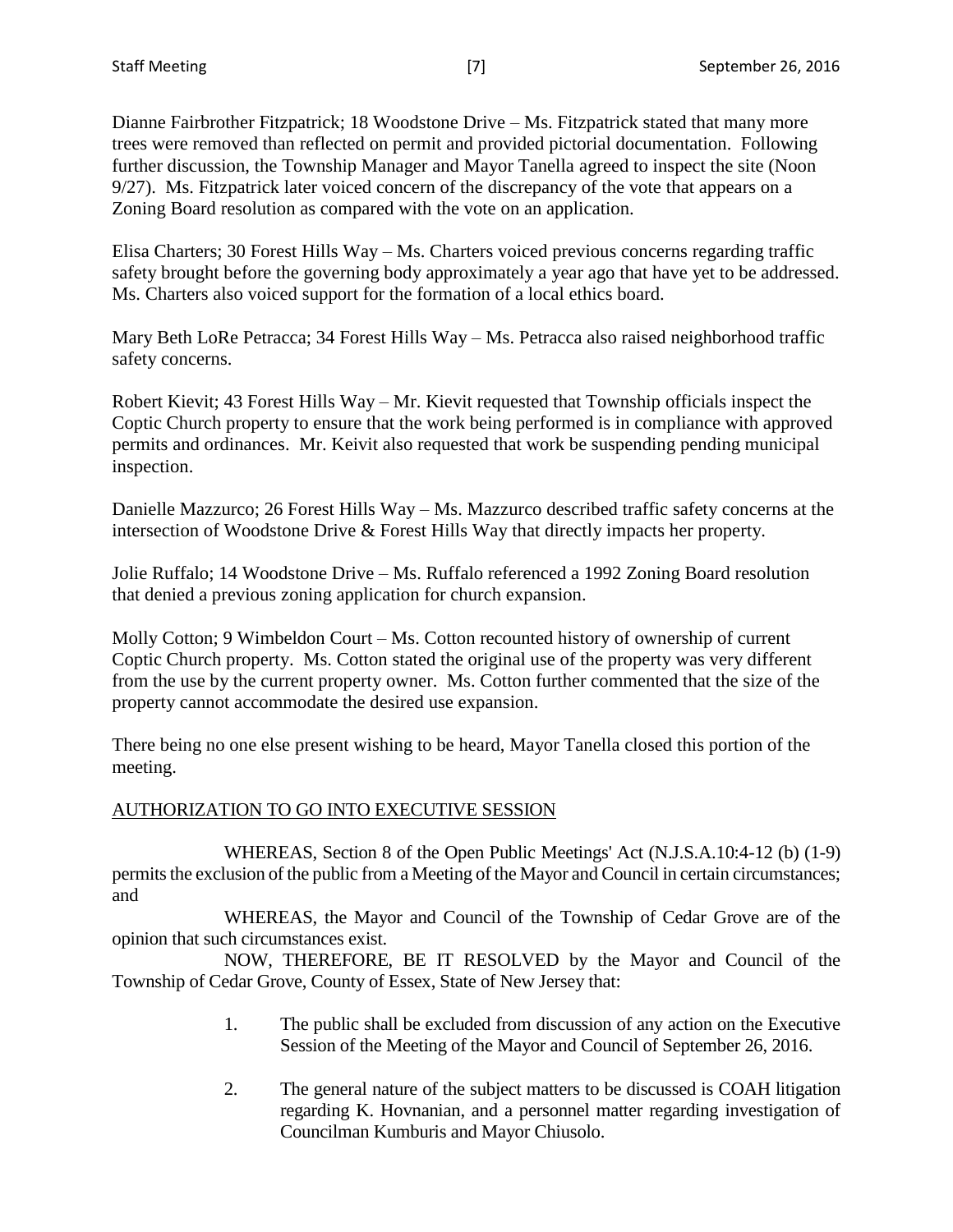Dianne Fairbrother Fitzpatrick; 18 Woodstone Drive – Ms. Fitzpatrick stated that many more trees were removed than reflected on permit and provided pictorial documentation. Following further discussion, the Township Manager and Mayor Tanella agreed to inspect the site (Noon 9/27). Ms. Fitzpatrick later voiced concern of the discrepancy of the vote that appears on a Zoning Board resolution as compared with the vote on an application.

Elisa Charters; 30 Forest Hills Way – Ms. Charters voiced previous concerns regarding traffic safety brought before the governing body approximately a year ago that have yet to be addressed. Ms. Charters also voiced support for the formation of a local ethics board.

Mary Beth LoRe Petracca; 34 Forest Hills Way – Ms. Petracca also raised neighborhood traffic safety concerns.

Robert Kievit; 43 Forest Hills Way – Mr. Kievit requested that Township officials inspect the Coptic Church property to ensure that the work being performed is in compliance with approved permits and ordinances. Mr. Keivit also requested that work be suspending pending municipal inspection.

Danielle Mazzurco; 26 Forest Hills Way – Ms. Mazzurco described traffic safety concerns at the intersection of Woodstone Drive & Forest Hills Way that directly impacts her property.

Jolie Ruffalo; 14 Woodstone Drive – Ms. Ruffalo referenced a 1992 Zoning Board resolution that denied a previous zoning application for church expansion.

Molly Cotton; 9 Wimbeldon Court – Ms. Cotton recounted history of ownership of current Coptic Church property. Ms. Cotton stated the original use of the property was very different from the use by the current property owner. Ms. Cotton further commented that the size of the property cannot accommodate the desired use expansion.

There being no one else present wishing to be heard, Mayor Tanella closed this portion of the meeting.

## AUTHORIZATION TO GO INTO EXECUTIVE SESSION

WHEREAS, Section 8 of the Open Public Meetings' Act (N.J.S.A.10:4-12 (b) (1-9) permits the exclusion of the public from a Meeting of the Mayor and Council in certain circumstances; and

WHEREAS, the Mayor and Council of the Township of Cedar Grove are of the opinion that such circumstances exist.

NOW, THEREFORE, BE IT RESOLVED by the Mayor and Council of the Township of Cedar Grove, County of Essex, State of New Jersey that:

1. The public shall be excluded from discussion of any action on the Executive Session of the Meeting of the Mayor and Council of September 26, 2016.

2. The general nature of the subject matters to be discussed is COAH litigation regarding K. Hovnanian, and a personnel matter regarding investigation of Councilman Kumburis and Mayor Chiusolo.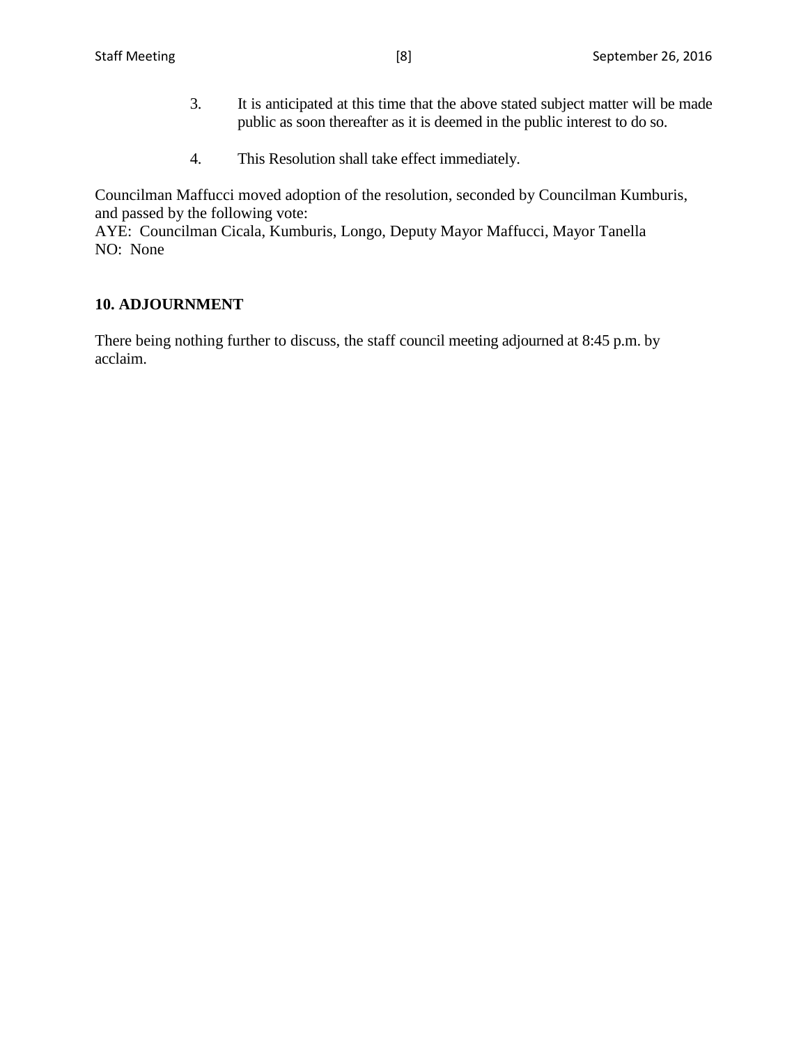3. It is anticipated at this time that the above stated subject matter will be made public as soon thereafter as it is deemed in the public interest to do so.

4. This Resolution shall take effect immediately.

Councilman Maffucci moved adoption of the resolution, seconded by Councilman Kumburis, and passed by the following vote:
AYE: Councilman Cicala, Kumburis, Longo, Deputy Mayor Maffucci, Mayor Tanella
NO: None

**10. ADJOURNMENT**

There being nothing further to discuss, the staff council meeting adjourned at 8:45 p.m. by acclaim.